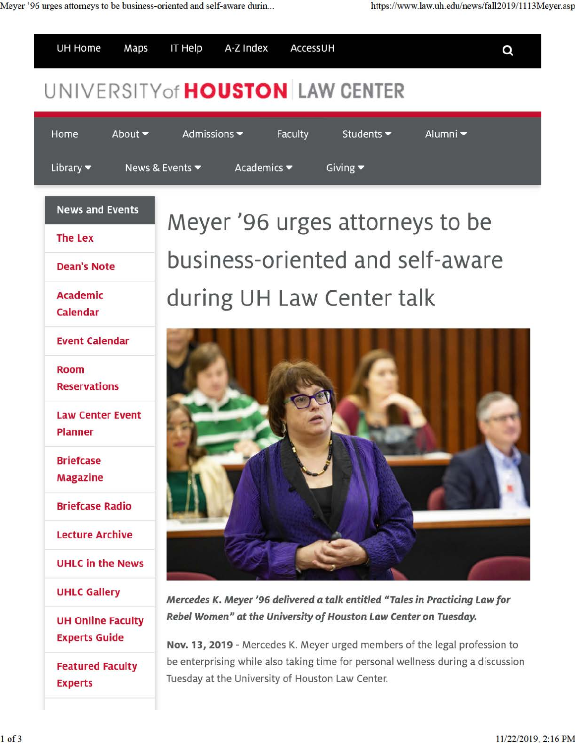UH Home | Maps | IT Help | A-Z Index | AccessUH

UNIVERSITY of HOUSTON | LAW CENTER

Home | About | Admissions | Faculty | Students | Alumni | Library | News & Events | Academics | Giving

**News and Events**

- The Lex
- Dean's Note
- Academic Calendar
- Event Calendar
- Room Reservations
- Law Center Event Planner
- Briefcase Magazine
- Briefcase Radio
- Lecture Archive
- UHLC in the News
- UHLC Gallery
- UH Online Faculty Experts Guide
- Featured Faculty Experts

# Meyer '96 urges attorneys to be business-oriented and self-aware during UH Law Center talk

***Mercedes K. Meyer '96 delivered a talk entitled "Tales in Practicing Law for Rebel Women" at the University of Houston Law Center on Tuesday.***

**Nov. 13, 2019** - Mercedes K. Meyer urged members of the legal profession to be enterprising while also taking time for personal wellness during a discussion Tuesday at the University of Houston Law Center.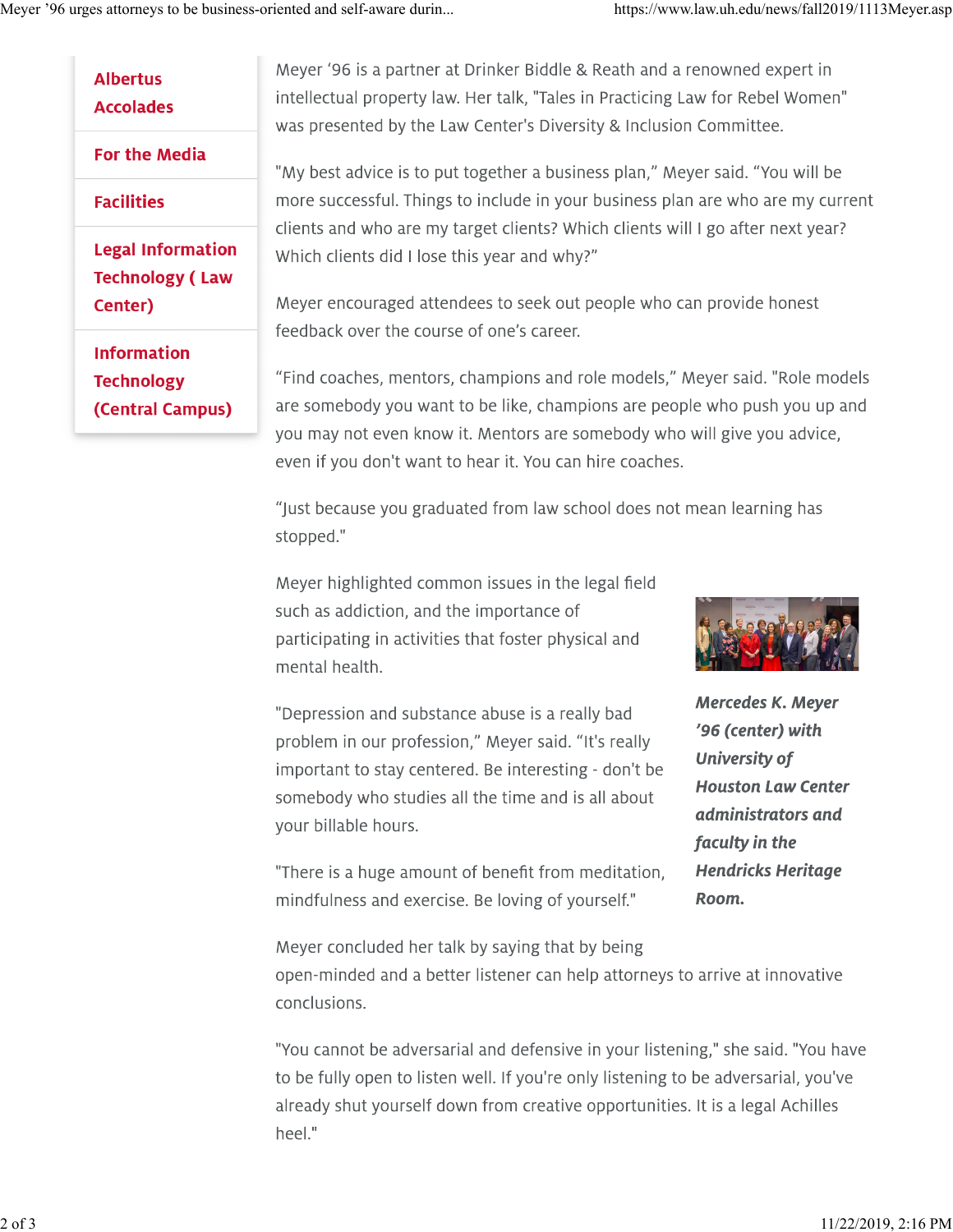- Albertus Accolades
- For the Media
- Facilities
- Legal Information Technology ( Law Center)
- Information Technology (Central Campus)

Meyer '96 is a partner at Drinker Biddle & Reath and a renowned expert in intellectual property law. Her talk, "Tales in Practicing Law for Rebel Women" was presented by the Law Center's Diversity & Inclusion Committee.

"My best advice is to put together a business plan," Meyer said. "You will be more successful. Things to include in your business plan are who are my current clients and who are my target clients? Which clients will I go after next year? Which clients did I lose this year and why?"

Meyer encouraged attendees to seek out people who can provide honest feedback over the course of one's career.

"Find coaches, mentors, champions and role models," Meyer said. "Role models are somebody you want to be like, champions are people who push you up and you may not even know it. Mentors are somebody who will give you advice, even if you don't want to hear it. You can hire coaches.

"Just because you graduated from law school does not mean learning has stopped."

Meyer highlighted common issues in the legal field such as addiction, and the importance of participating in activities that foster physical and mental health.

***Mercedes K. Meyer '96 (center) with University of Houston Law Center administrators and faculty in the Hendricks Heritage Room.***

"Depression and substance abuse is a really bad problem in our profession," Meyer said. "It's really important to stay centered. Be interesting - don't be somebody who studies all the time and is all about your billable hours.

"There is a huge amount of benefit from meditation, mindfulness and exercise. Be loving of yourself."

Meyer concluded her talk by saying that by being open-minded and a better listener can help attorneys to arrive at innovative conclusions.

"You cannot be adversarial and defensive in your listening," she said. "You have to be fully open to listen well. If you're only listening to be adversarial, you've already shut yourself down from creative opportunities. It is a legal Achilles heel."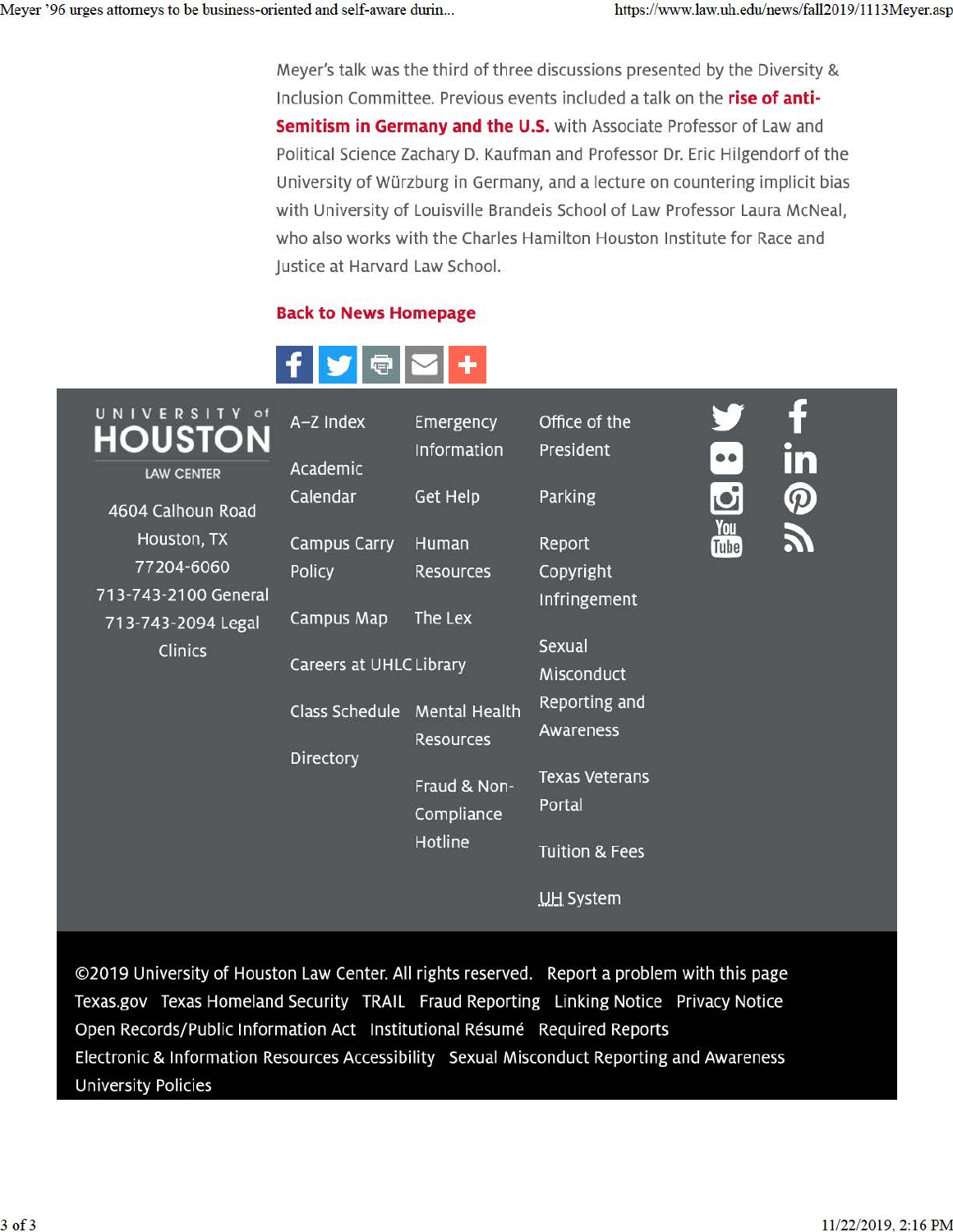Meyer's talk was the third of three discussions presented by the Diversity & Inclusion Committee. Previous events included a talk on the **rise of anti-Semitism in Germany and the U.S.** with Associate Professor of Law and Political Science Zachary D. Kaufman and Professor Dr. Eric Hilgendorf of the University of Würzburg in Germany, and a lecture on countering implicit bias with University of Louisville Brandeis School of Law Professor Laura McNeal, who also works with the Charles Hamilton Houston Institute for Race and Justice at Harvard Law School.

**Back to News Homepage**

UNIVERSITY of HOUSTON
LAW CENTER

4604 Calhoun Road
Houston, TX
77204-6060
713-743-2100 General
713-743-2094 Legal Clinics

- A–Z Index
- Academic Calendar
- Campus Carry Policy
- Campus Map
- Careers at UHLC
- Class Schedule
- Directory
- Emergency Information
- Get Help
- Human Resources
- The Lex
- Library
- Mental Health Resources
- Fraud & Non-Compliance Hotline
- Office of the President
- Parking
- Report Copyright Infringement
- Sexual Misconduct Reporting and Awareness
- Texas Veterans Portal
- Tuition & Fees
- UH System

©2019 University of Houston Law Center. All rights reserved. Report a problem with this page
Texas.gov Texas Homeland Security TRAIL Fraud Reporting Linking Notice Privacy Notice
Open Records/Public Information Act Institutional Résumé Required Reports
Electronic & Information Resources Accessibility Sexual Misconduct Reporting and Awareness
University Policies